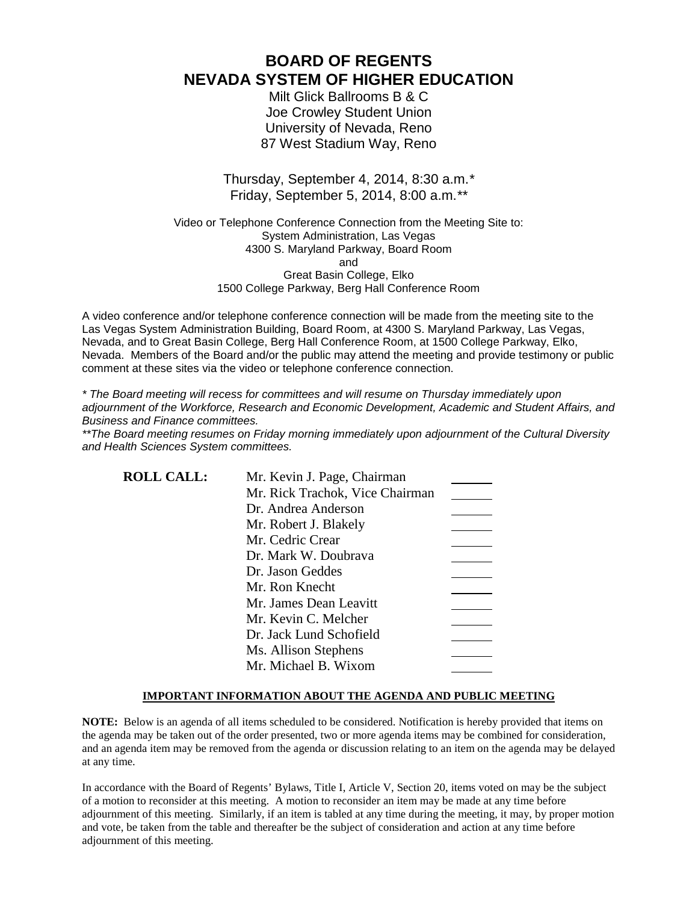# BOARD OF REGENTS
# NEVADA SYSTEM OF HIGHER EDUCATION

Milt Glick Ballrooms B & C
Joe Crowley Student Union
University of Nevada, Reno
87 West Stadium Way, Reno

Thursday, September 4, 2014, 8:30 a.m.*
Friday, September 5, 2014, 8:00 a.m.**

Video or Telephone Conference Connection from the Meeting Site to:
System Administration, Las Vegas
4300 S. Maryland Parkway, Board Room
and
Great Basin College, Elko
1500 College Parkway, Berg Hall Conference Room

A video conference and/or telephone conference connection will be made from the meeting site to the Las Vegas System Administration Building, Board Room, at 4300 S. Maryland Parkway, Las Vegas, Nevada, and to Great Basin College, Berg Hall Conference Room, at 1500 College Parkway, Elko, Nevada. Members of the Board and/or the public may attend the meeting and provide testimony or public comment at these sites via the video or telephone conference connection.

*\* The Board meeting will recess for committees and will resume on Thursday immediately upon adjournment of the Workforce, Research and Economic Development, Academic and Student Affairs, and Business and Finance committees.*
*\*\*The Board meeting resumes on Friday morning immediately upon adjournment of the Cultural Diversity and Health Sciences System committees.*

| **ROLL CALL:** | | |
|---|---|---|
| | Mr. Kevin J. Page, Chairman | ______ |
| | Mr. Rick Trachok, Vice Chairman | ______ |
| | Dr. Andrea Anderson | ______ |
| | Mr. Robert J. Blakely | ______ |
| | Mr. Cedric Crear | ______ |
| | Dr. Mark W. Doubrava | ______ |
| | Dr. Jason Geddes | ______ |
| | Mr. Ron Knecht | ______ |
| | Mr. James Dean Leavitt | ______ |
| | Mr. Kevin C. Melcher | ______ |
| | Dr. Jack Lund Schofield | ______ |
| | Ms. Allison Stephens | ______ |
| | Mr. Michael B. Wixom | ______ |

**IMPORTANT INFORMATION ABOUT THE AGENDA AND PUBLIC MEETING**

**NOTE:** Below is an agenda of all items scheduled to be considered. Notification is hereby provided that items on the agenda may be taken out of the order presented, two or more agenda items may be combined for consideration, and an agenda item may be removed from the agenda or discussion relating to an item on the agenda may be delayed at any time.

In accordance with the Board of Regents' Bylaws, Title I, Article V, Section 20, items voted on may be the subject of a motion to reconsider at this meeting. A motion to reconsider an item may be made at any time before adjournment of this meeting. Similarly, if an item is tabled at any time during the meeting, it may, by proper motion and vote, be taken from the table and thereafter be the subject of consideration and action at any time before adjournment of this meeting.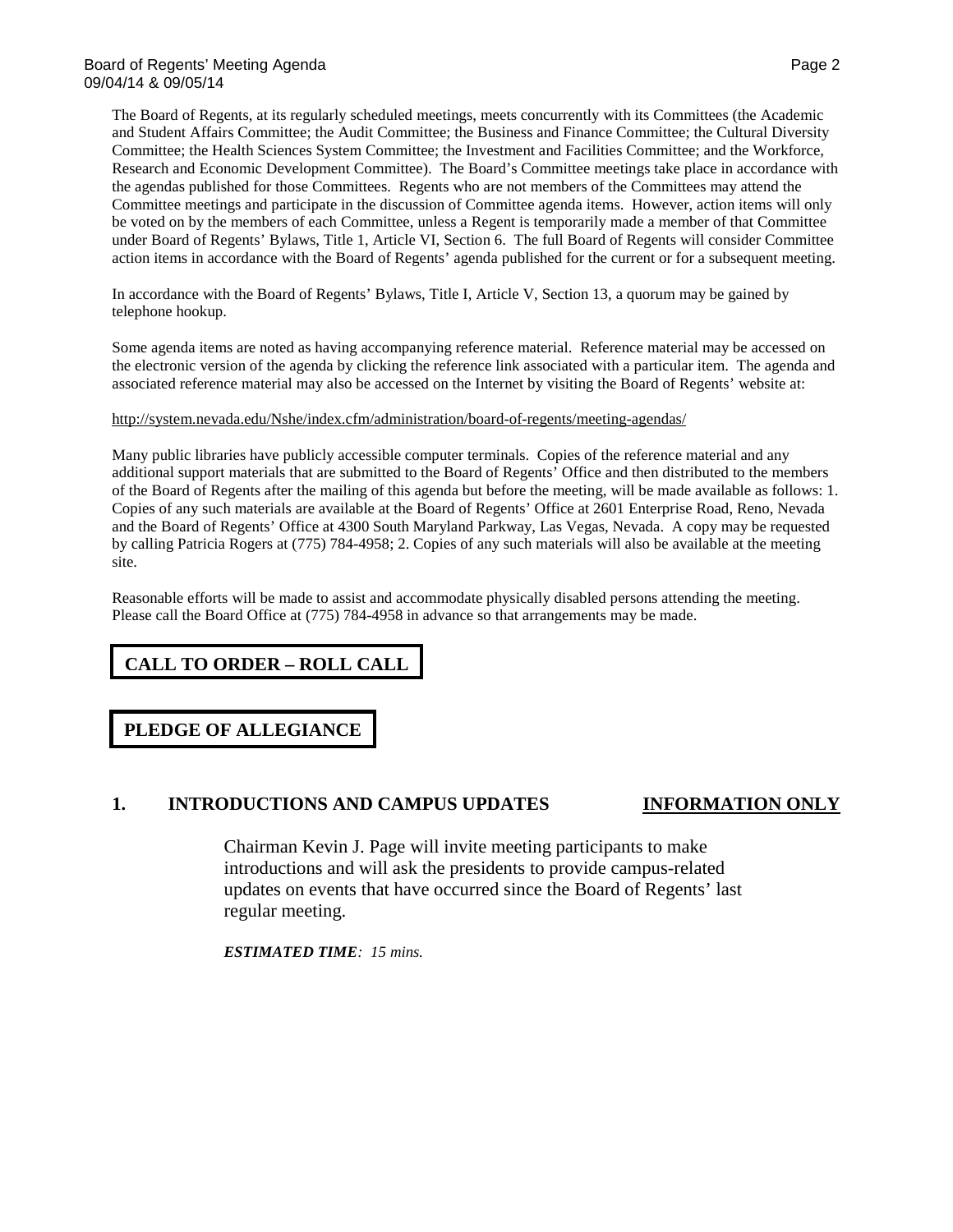The Board of Regents, at its regularly scheduled meetings, meets concurrently with its Committees (the Academic and Student Affairs Committee; the Audit Committee; the Business and Finance Committee; the Cultural Diversity Committee; the Health Sciences System Committee; the Investment and Facilities Committee; and the Workforce, Research and Economic Development Committee). The Board's Committee meetings take place in accordance with the agendas published for those Committees. Regents who are not members of the Committees may attend the Committee meetings and participate in the discussion of Committee agenda items. However, action items will only be voted on by the members of each Committee, unless a Regent is temporarily made a member of that Committee under Board of Regents' Bylaws, Title 1, Article VI, Section 6. The full Board of Regents will consider Committee action items in accordance with the Board of Regents' agenda published for the current or for a subsequent meeting.

In accordance with the Board of Regents' Bylaws, Title I, Article V, Section 13, a quorum may be gained by telephone hookup.

Some agenda items are noted as having accompanying reference material. Reference material may be accessed on the electronic version of the agenda by clicking the reference link associated with a particular item. The agenda and associated reference material may also be accessed on the Internet by visiting the Board of Regents' website at:

http://system.nevada.edu/Nshe/index.cfm/administration/board-of-regents/meeting-agendas/

Many public libraries have publicly accessible computer terminals. Copies of the reference material and any additional support materials that are submitted to the Board of Regents' Office and then distributed to the members of the Board of Regents after the mailing of this agenda but before the meeting, will be made available as follows: 1. Copies of any such materials are available at the Board of Regents' Office at 2601 Enterprise Road, Reno, Nevada and the Board of Regents' Office at 4300 South Maryland Parkway, Las Vegas, Nevada. A copy may be requested by calling Patricia Rogers at (775) 784-4958; 2. Copies of any such materials will also be available at the meeting site.

Reasonable efforts will be made to assist and accommodate physically disabled persons attending the meeting. Please call the Board Office at (775) 784-4958 in advance so that arrangements may be made.

## CALL TO ORDER – ROLL CALL

## PLEDGE OF ALLEGIANCE

## 1. INTRODUCTIONS AND CAMPUS UPDATES — INFORMATION ONLY

Chairman Kevin J. Page will invite meeting participants to make introductions and will ask the presidents to provide campus-related updates on events that have occurred since the Board of Regents' last regular meeting.

***ESTIMATED TIME****: 15 mins.*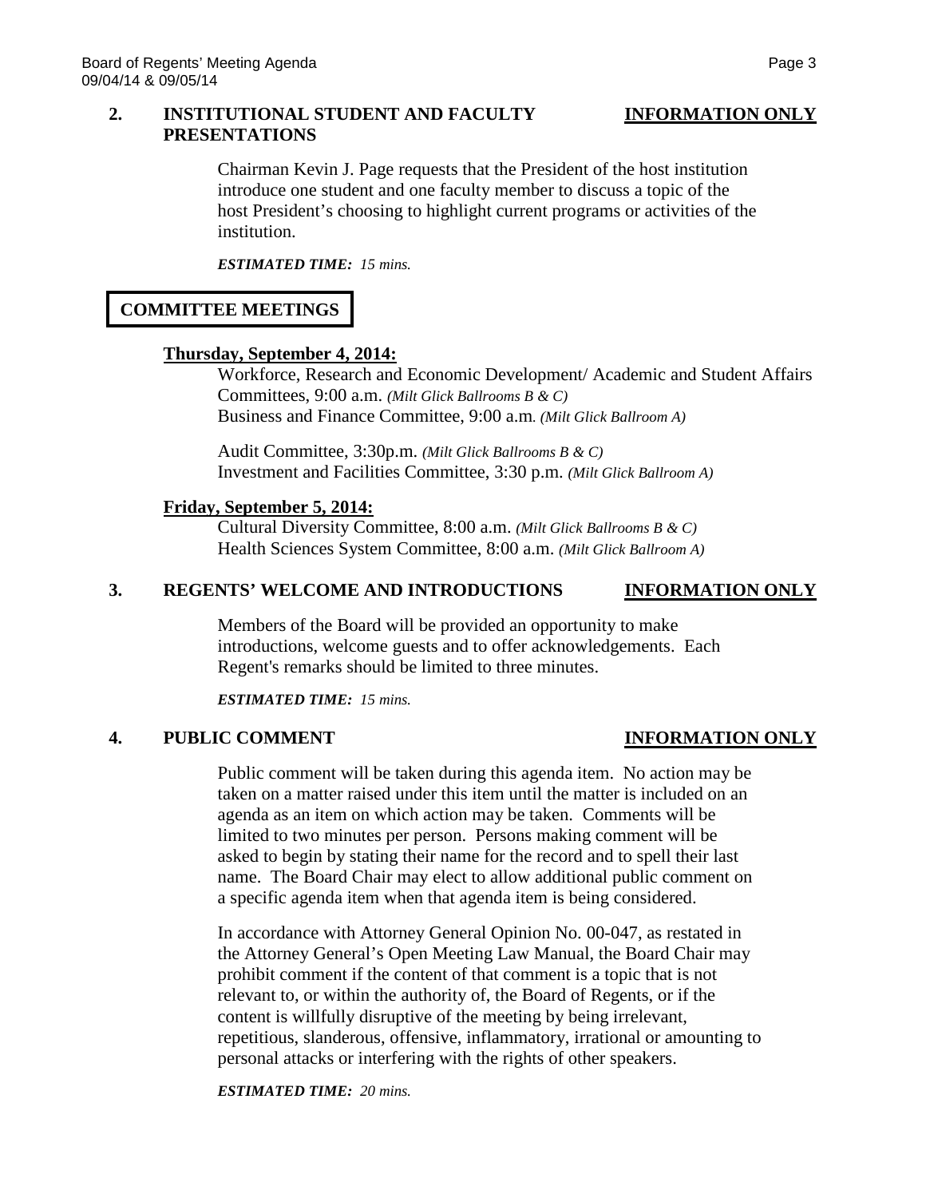## 2. INSTITUTIONAL STUDENT AND FACULTY PRESENTATIONS — INFORMATION ONLY

Chairman Kevin J. Page requests that the President of the host institution introduce one student and one faculty member to discuss a topic of the host President's choosing to highlight current programs or activities of the institution.

***ESTIMATED TIME:** 15 mins.*

## COMMITTEE MEETINGS

**Thursday, September 4, 2014:**

Workforce, Research and Economic Development/ Academic and Student Affairs Committees, 9:00 a.m. *(Milt Glick Ballrooms B & C)*
Business and Finance Committee, 9:00 a.m. *(Milt Glick Ballroom A)*

Audit Committee, 3:30p.m. *(Milt Glick Ballrooms B & C)*
Investment and Facilities Committee, 3:30 p.m. *(Milt Glick Ballroom A)*

**Friday, September 5, 2014:**

Cultural Diversity Committee, 8:00 a.m. *(Milt Glick Ballrooms B & C)*
Health Sciences System Committee, 8:00 a.m. *(Milt Glick Ballroom A)*

## 3. REGENTS' WELCOME AND INTRODUCTIONS — INFORMATION ONLY

Members of the Board will be provided an opportunity to make introductions, welcome guests and to offer acknowledgements. Each Regent's remarks should be limited to three minutes.

***ESTIMATED TIME:** 15 mins.*

## 4. PUBLIC COMMENT — INFORMATION ONLY

Public comment will be taken during this agenda item. No action may be taken on a matter raised under this item until the matter is included on an agenda as an item on which action may be taken. Comments will be limited to two minutes per person. Persons making comment will be asked to begin by stating their name for the record and to spell their last name. The Board Chair may elect to allow additional public comment on a specific agenda item when that agenda item is being considered.

In accordance with Attorney General Opinion No. 00-047, as restated in the Attorney General's Open Meeting Law Manual, the Board Chair may prohibit comment if the content of that comment is a topic that is not relevant to, or within the authority of, the Board of Regents, or if the content is willfully disruptive of the meeting by being irrelevant, repetitious, slanderous, offensive, inflammatory, irrational or amounting to personal attacks or interfering with the rights of other speakers.

***ESTIMATED TIME:** 20 mins.*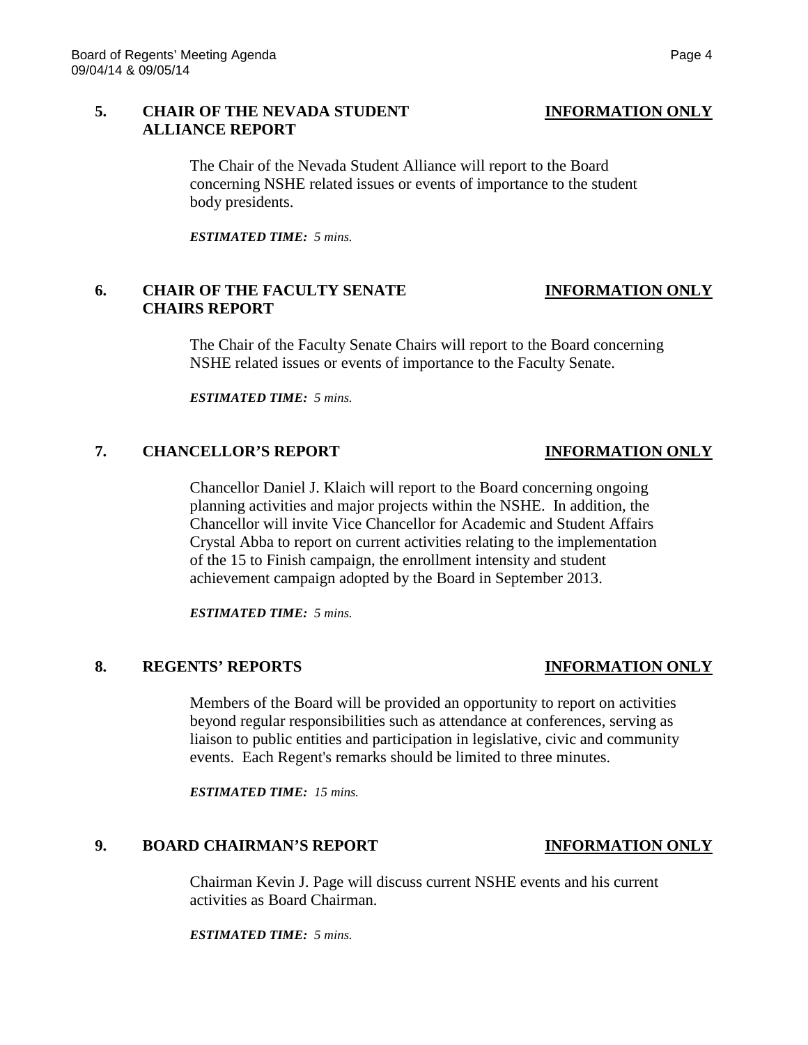## 5. CHAIR OF THE NEVADA STUDENT ALLIANCE REPORT — INFORMATION ONLY

The Chair of the Nevada Student Alliance will report to the Board concerning NSHE related issues or events of importance to the student body presidents.

***ESTIMATED TIME:** 5 mins.*

## 6. CHAIR OF THE FACULTY SENATE CHAIRS REPORT — INFORMATION ONLY

The Chair of the Faculty Senate Chairs will report to the Board concerning NSHE related issues or events of importance to the Faculty Senate.

***ESTIMATED TIME:** 5 mins.*

## 7. CHANCELLOR'S REPORT — INFORMATION ONLY

Chancellor Daniel J. Klaich will report to the Board concerning ongoing planning activities and major projects within the NSHE. In addition, the Chancellor will invite Vice Chancellor for Academic and Student Affairs Crystal Abba to report on current activities relating to the implementation of the 15 to Finish campaign, the enrollment intensity and student achievement campaign adopted by the Board in September 2013.

***ESTIMATED TIME:** 5 mins.*

## 8. REGENTS' REPORTS — INFORMATION ONLY

Members of the Board will be provided an opportunity to report on activities beyond regular responsibilities such as attendance at conferences, serving as liaison to public entities and participation in legislative, civic and community events. Each Regent's remarks should be limited to three minutes.

***ESTIMATED TIME:** 15 mins.*

## 9. BOARD CHAIRMAN'S REPORT — INFORMATION ONLY

Chairman Kevin J. Page will discuss current NSHE events and his current activities as Board Chairman.

***ESTIMATED TIME:** 5 mins.*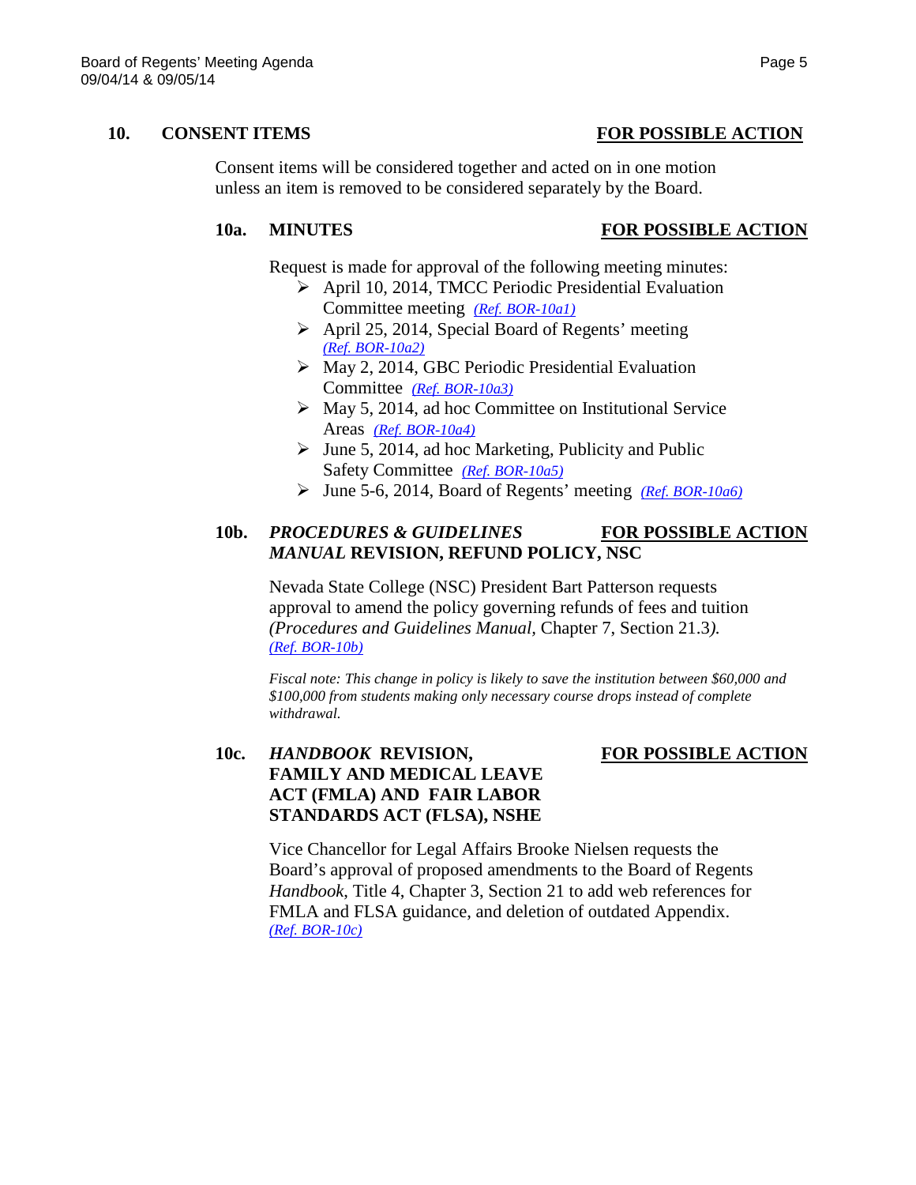## 10. CONSENT ITEMS <u>**FOR POSSIBLE ACTION**</u>

Consent items will be considered together and acted on in one motion unless an item is removed to be considered separately by the Board.

### 10a. MINUTES <u>**FOR POSSIBLE ACTION**</u>

Request is made for approval of the following meeting minutes:

- April 10, 2014, TMCC Periodic Presidential Evaluation Committee meeting *(Ref. BOR-10a1)*
- April 25, 2014, Special Board of Regents' meeting *(Ref. BOR-10a2)*
- May 2, 2014, GBC Periodic Presidential Evaluation Committee *(Ref. BOR-10a3)*
- May 5, 2014, ad hoc Committee on Institutional Service Areas *(Ref. BOR-10a4)*
- June 5, 2014, ad hoc Marketing, Publicity and Public Safety Committee *(Ref. BOR-10a5)*
- June 5-6, 2014, Board of Regents' meeting *(Ref. BOR-10a6)*

### 10b. *PROCEDURES & GUIDELINES MANUAL* REVISION, REFUND POLICY, NSC <u>**FOR POSSIBLE ACTION**</u>

Nevada State College (NSC) President Bart Patterson requests approval to amend the policy governing refunds of fees and tuition *(Procedures and Guidelines Manual,* Chapter 7, Section 21.3*).* *(Ref. BOR-10b)*

*Fiscal note: This change in policy is likely to save the institution between $60,000 and $100,000 from students making only necessary course drops instead of complete withdrawal.*

### 10c. *HANDBOOK* REVISION, FAMILY AND MEDICAL LEAVE ACT (FMLA) AND FAIR LABOR STANDARDS ACT (FLSA), NSHE <u>**FOR POSSIBLE ACTION**</u>

Vice Chancellor for Legal Affairs Brooke Nielsen requests the Board's approval of proposed amendments to the Board of Regents *Handbook*, Title 4, Chapter 3, Section 21 to add web references for FMLA and FLSA guidance, and deletion of outdated Appendix. *(Ref. BOR-10c)*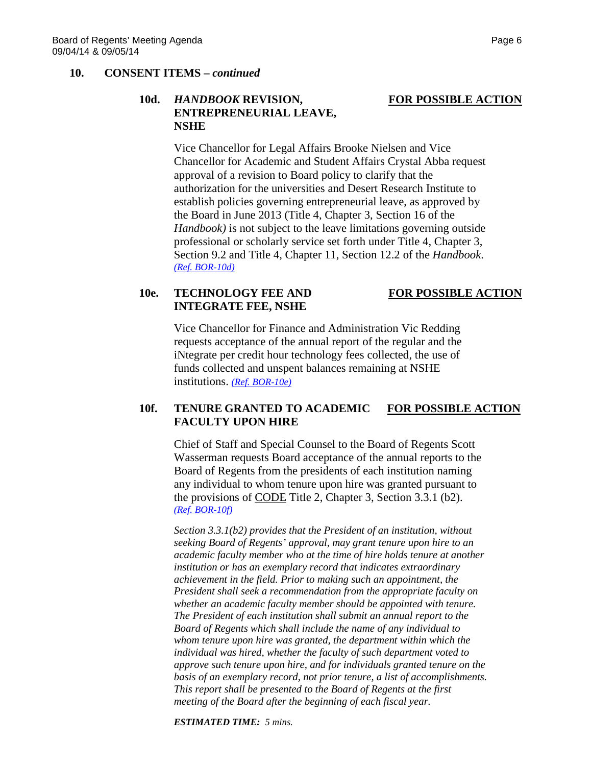## 10. CONSENT ITEMS – *continued*

### 10d. *HANDBOOK* REVISION, ENTREPRENEURIAL LEAVE, NSHE — FOR POSSIBLE ACTION

Vice Chancellor for Legal Affairs Brooke Nielsen and Vice Chancellor for Academic and Student Affairs Crystal Abba request approval of a revision to Board policy to clarify that the authorization for the universities and Desert Research Institute to establish policies governing entrepreneurial leave, as approved by the Board in June 2013 (Title 4, Chapter 3, Section 16 of the *Handbook)* is not subject to the leave limitations governing outside professional or scholarly service set forth under Title 4, Chapter 3, Section 9.2 and Title 4, Chapter 11, Section 12.2 of the *Handbook*. *(Ref. BOR-10d)*

### 10e. TECHNOLOGY FEE AND INTEGRATE FEE, NSHE — FOR POSSIBLE ACTION

Vice Chancellor for Finance and Administration Vic Redding requests acceptance of the annual report of the regular and the iNtegrate per credit hour technology fees collected, the use of funds collected and unspent balances remaining at NSHE institutions. *(Ref. BOR-10e)*

### 10f. TENURE GRANTED TO ACADEMIC FACULTY UPON HIRE — FOR POSSIBLE ACTION

Chief of Staff and Special Counsel to the Board of Regents Scott Wasserman requests Board acceptance of the annual reports to the Board of Regents from the presidents of each institution naming any individual to whom tenure upon hire was granted pursuant to the provisions of CODE Title 2, Chapter 3, Section 3.3.1 (b2). *(Ref. BOR-10f)*

*Section 3.3.1(b2) provides that the President of an institution, without seeking Board of Regents' approval, may grant tenure upon hire to an academic faculty member who at the time of hire holds tenure at another institution or has an exemplary record that indicates extraordinary achievement in the field. Prior to making such an appointment, the President shall seek a recommendation from the appropriate faculty on whether an academic faculty member should be appointed with tenure. The President of each institution shall submit an annual report to the Board of Regents which shall include the name of any individual to whom tenure upon hire was granted, the department within which the individual was hired, whether the faculty of such department voted to approve such tenure upon hire, and for individuals granted tenure on the basis of an exemplary record, not prior tenure, a list of accomplishments. This report shall be presented to the Board of Regents at the first meeting of the Board after the beginning of each fiscal year.*

***ESTIMATED TIME:*** *5 mins.*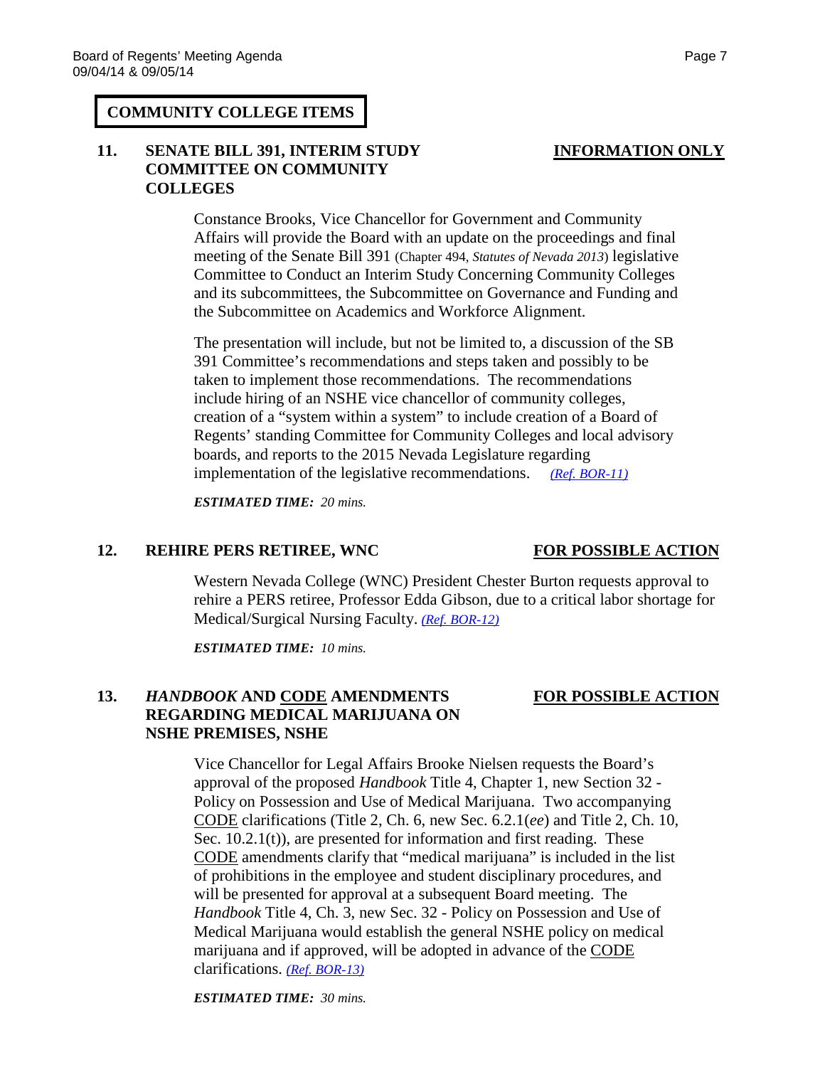## COMMUNITY COLLEGE ITEMS

**11. SENATE BILL 391, INTERIM STUDY COMMITTEE ON COMMUNITY COLLEGES** — **INFORMATION ONLY**

Constance Brooks, Vice Chancellor for Government and Community Affairs will provide the Board with an update on the proceedings and final meeting of the Senate Bill 391 (Chapter 494, *Statutes of Nevada 2013*) legislative Committee to Conduct an Interim Study Concerning Community Colleges and its subcommittees, the Subcommittee on Governance and Funding and the Subcommittee on Academics and Workforce Alignment.

The presentation will include, but not be limited to, a discussion of the SB 391 Committee's recommendations and steps taken and possibly to be taken to implement those recommendations. The recommendations include hiring of an NSHE vice chancellor of community colleges, creation of a "system within a system" to include creation of a Board of Regents' standing Committee for Community Colleges and local advisory boards, and reports to the 2015 Nevada Legislature regarding implementation of the legislative recommendations. *(Ref. BOR-11)*

***ESTIMATED TIME:** 20 mins.*

**12. REHIRE PERS RETIREE, WNC** — **FOR POSSIBLE ACTION**

Western Nevada College (WNC) President Chester Burton requests approval to rehire a PERS retiree, Professor Edda Gibson, due to a critical labor shortage for Medical/Surgical Nursing Faculty. *(Ref. BOR-12)*

***ESTIMATED TIME:** 10 mins.*

**13. *HANDBOOK* AND CODE AMENDMENTS REGARDING MEDICAL MARIJUANA ON NSHE PREMISES, NSHE** — **FOR POSSIBLE ACTION**

Vice Chancellor for Legal Affairs Brooke Nielsen requests the Board's approval of the proposed *Handbook* Title 4, Chapter 1, new Section 32 - Policy on Possession and Use of Medical Marijuana. Two accompanying CODE clarifications (Title 2, Ch. 6, new Sec. 6.2.1(*ee*) and Title 2, Ch. 10, Sec. 10.2.1(t)), are presented for information and first reading. These CODE amendments clarify that "medical marijuana" is included in the list of prohibitions in the employee and student disciplinary procedures, and will be presented for approval at a subsequent Board meeting. The *Handbook* Title 4, Ch. 3, new Sec. 32 - Policy on Possession and Use of Medical Marijuana would establish the general NSHE policy on medical marijuana and if approved, will be adopted in advance of the CODE clarifications. *(Ref. BOR-13)*

***ESTIMATED TIME:** 30 mins.*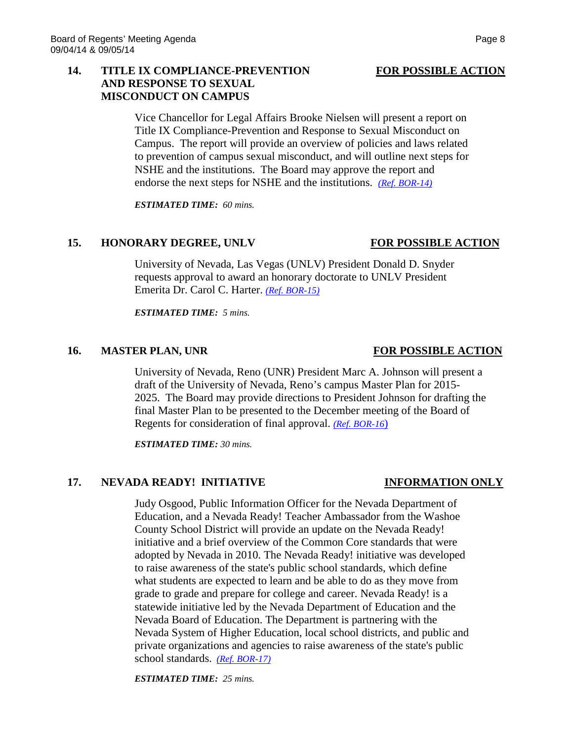## 14. TITLE IX COMPLIANCE-PREVENTION AND RESPONSE TO SEXUAL MISCONDUCT ON CAMPUS — **FOR POSSIBLE ACTION**

Vice Chancellor for Legal Affairs Brooke Nielsen will present a report on Title IX Compliance-Prevention and Response to Sexual Misconduct on Campus. The report will provide an overview of policies and laws related to prevention of campus sexual misconduct, and will outline next steps for NSHE and the institutions. The Board may approve the report and endorse the next steps for NSHE and the institutions. *(Ref. BOR-14)*

***ESTIMATED TIME:*** *60 mins.*

## 15. HONORARY DEGREE, UNLV — **FOR POSSIBLE ACTION**

University of Nevada, Las Vegas (UNLV) President Donald D. Snyder requests approval to award an honorary doctorate to UNLV President Emerita Dr. Carol C. Harter. *(Ref. BOR-15)*

***ESTIMATED TIME:*** *5 mins.*

## 16. MASTER PLAN, UNR — **FOR POSSIBLE ACTION**

University of Nevada, Reno (UNR) President Marc A. Johnson will present a draft of the University of Nevada, Reno's campus Master Plan for 2015-2025. The Board may provide directions to President Johnson for drafting the final Master Plan to be presented to the December meeting of the Board of Regents for consideration of final approval. *(Ref. BOR-16)*

***ESTIMATED TIME:*** *30 mins.*

## 17. NEVADA READY! INITIATIVE — **INFORMATION ONLY**

Judy Osgood, Public Information Officer for the Nevada Department of Education, and a Nevada Ready! Teacher Ambassador from the Washoe County School District will provide an update on the Nevada Ready! initiative and a brief overview of the Common Core standards that were adopted by Nevada in 2010. The Nevada Ready! initiative was developed to raise awareness of the state's public school standards, which define what students are expected to learn and be able to do as they move from grade to grade and prepare for college and career. Nevada Ready! is a statewide initiative led by the Nevada Department of Education and the Nevada Board of Education. The Department is partnering with the Nevada System of Higher Education, local school districts, and public and private organizations and agencies to raise awareness of the state's public school standards. *(Ref. BOR-17)*

***ESTIMATED TIME:*** *25 mins.*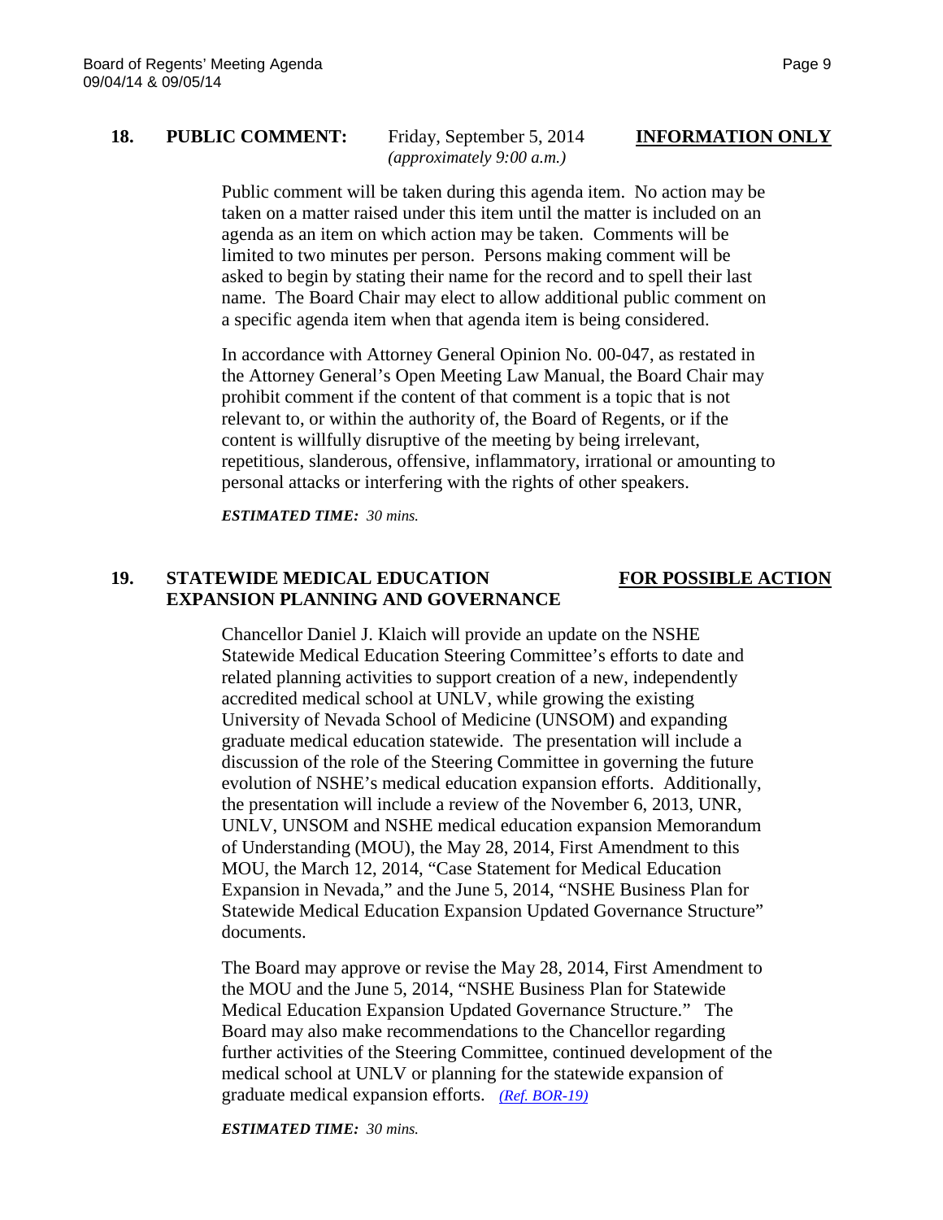**18. PUBLIC COMMENT:** Friday, September 5, 2014 *(approximately 9:00 a.m.)* **INFORMATION ONLY**

Public comment will be taken during this agenda item. No action may be taken on a matter raised under this item until the matter is included on an agenda as an item on which action may be taken. Comments will be limited to two minutes per person. Persons making comment will be asked to begin by stating their name for the record and to spell their last name. The Board Chair may elect to allow additional public comment on a specific agenda item when that agenda item is being considered.

In accordance with Attorney General Opinion No. 00-047, as restated in the Attorney General's Open Meeting Law Manual, the Board Chair may prohibit comment if the content of that comment is a topic that is not relevant to, or within the authority of, the Board of Regents, or if the content is willfully disruptive of the meeting by being irrelevant, repetitious, slanderous, offensive, inflammatory, irrational or amounting to personal attacks or interfering with the rights of other speakers.

***ESTIMATED TIME:*** *30 mins.*

**19. STATEWIDE MEDICAL EDUCATION EXPANSION PLANNING AND GOVERNANCE** **FOR POSSIBLE ACTION**

Chancellor Daniel J. Klaich will provide an update on the NSHE Statewide Medical Education Steering Committee's efforts to date and related planning activities to support creation of a new, independently accredited medical school at UNLV, while growing the existing University of Nevada School of Medicine (UNSOM) and expanding graduate medical education statewide. The presentation will include a discussion of the role of the Steering Committee in governing the future evolution of NSHE's medical education expansion efforts. Additionally, the presentation will include a review of the November 6, 2013, UNR, UNLV, UNSOM and NSHE medical education expansion Memorandum of Understanding (MOU), the May 28, 2014, First Amendment to this MOU, the March 12, 2014, "Case Statement for Medical Education Expansion in Nevada," and the June 5, 2014, "NSHE Business Plan for Statewide Medical Education Expansion Updated Governance Structure" documents.

The Board may approve or revise the May 28, 2014, First Amendment to the MOU and the June 5, 2014, "NSHE Business Plan for Statewide Medical Education Expansion Updated Governance Structure." The Board may also make recommendations to the Chancellor regarding further activities of the Steering Committee, continued development of the medical school at UNLV or planning for the statewide expansion of graduate medical expansion efforts. *(Ref. BOR-19)*

***ESTIMATED TIME:*** *30 mins.*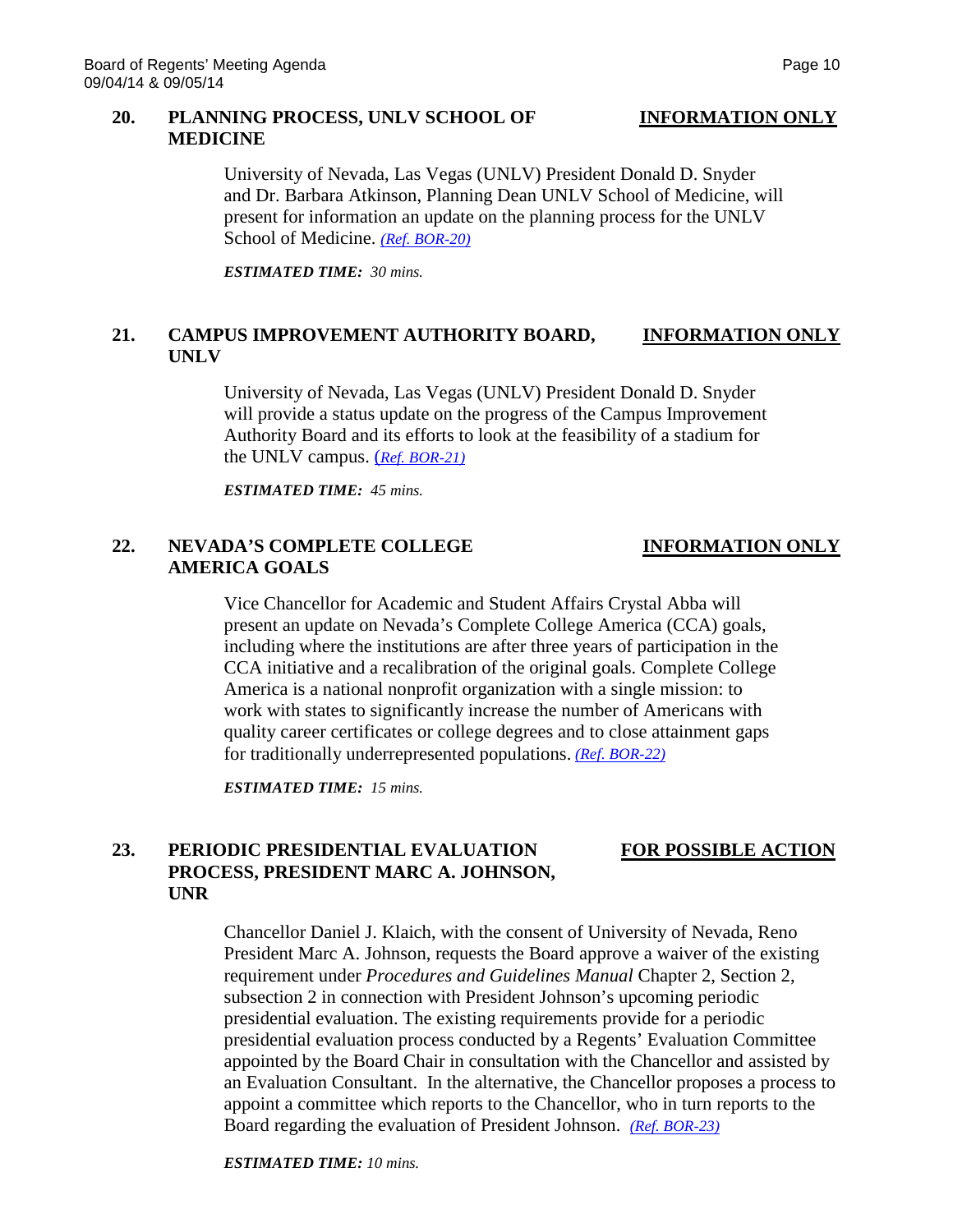## 20. PLANNING PROCESS, UNLV SCHOOL OF MEDICINE — INFORMATION ONLY

University of Nevada, Las Vegas (UNLV) President Donald D. Snyder and Dr. Barbara Atkinson, Planning Dean UNLV School of Medicine, will present for information an update on the planning process for the UNLV School of Medicine. *(Ref. BOR-20)*

***ESTIMATED TIME:** 30 mins.*

## 21. CAMPUS IMPROVEMENT AUTHORITY BOARD, UNLV — INFORMATION ONLY

University of Nevada, Las Vegas (UNLV) President Donald D. Snyder will provide a status update on the progress of the Campus Improvement Authority Board and its efforts to look at the feasibility of a stadium for the UNLV campus. (*Ref. BOR-21)*

***ESTIMATED TIME:** 45 mins.*

## 22. NEVADA'S COMPLETE COLLEGE AMERICA GOALS — INFORMATION ONLY

Vice Chancellor for Academic and Student Affairs Crystal Abba will present an update on Nevada's Complete College America (CCA) goals, including where the institutions are after three years of participation in the CCA initiative and a recalibration of the original goals. Complete College America is a national nonprofit organization with a single mission: to work with states to significantly increase the number of Americans with quality career certificates or college degrees and to close attainment gaps for traditionally underrepresented populations. *(Ref. BOR-22)*

***ESTIMATED TIME:** 15 mins.*

## 23. PERIODIC PRESIDENTIAL EVALUATION PROCESS, PRESIDENT MARC A. JOHNSON, UNR — FOR POSSIBLE ACTION

Chancellor Daniel J. Klaich, with the consent of University of Nevada, Reno President Marc A. Johnson, requests the Board approve a waiver of the existing requirement under *Procedures and Guidelines Manual* Chapter 2, Section 2, subsection 2 in connection with President Johnson's upcoming periodic presidential evaluation. The existing requirements provide for a periodic presidential evaluation process conducted by a Regents' Evaluation Committee appointed by the Board Chair in consultation with the Chancellor and assisted by an Evaluation Consultant. In the alternative, the Chancellor proposes a process to appoint a committee which reports to the Chancellor, who in turn reports to the Board regarding the evaluation of President Johnson. *(Ref. BOR-23)*

***ESTIMATED TIME:** 10 mins.*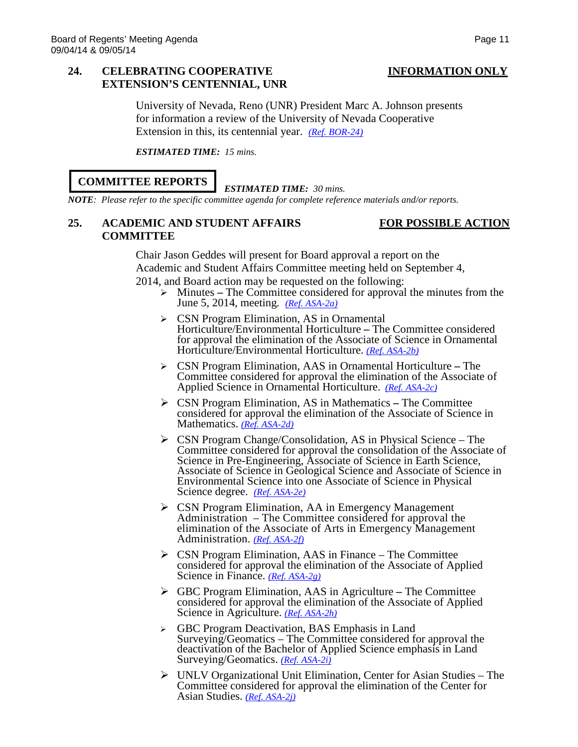## 24. CELEBRATING COOPERATIVE EXTENSION'S CENTENNIAL, UNR — INFORMATION ONLY

University of Nevada, Reno (UNR) President Marc A. Johnson presents for information a review of the University of Nevada Cooperative Extension in this, its centennial year. *(Ref. BOR-24)*

***ESTIMATED TIME:*** *15 mins.*

## COMMITTEE REPORTS

***ESTIMATED TIME:*** *30 mins.*

***NOTE****: Please refer to the specific committee agenda for complete reference materials and/or reports.*

## 25. ACADEMIC AND STUDENT AFFAIRS COMMITTEE — FOR POSSIBLE ACTION

Chair Jason Geddes will present for Board approval a report on the Academic and Student Affairs Committee meeting held on September 4, 2014, and Board action may be requested on the following:

- Minutes **–** The Committee considered for approval the minutes from the June 5, 2014, meeting. *(Ref. ASA-2a)*
- CSN Program Elimination, AS in Ornamental Horticulture/Environmental Horticulture **–** The Committee considered for approval the elimination of the Associate of Science in Ornamental Horticulture/Environmental Horticulture. *(Ref. ASA-2b)*
- CSN Program Elimination, AAS in Ornamental Horticulture **–** The Committee considered for approval the elimination of the Associate of Applied Science in Ornamental Horticulture. *(Ref. ASA-2c)*
- CSN Program Elimination, AS in Mathematics **–** The Committee considered for approval the elimination of the Associate of Science in Mathematics. *(Ref. ASA-2d)*
- CSN Program Change/Consolidation, AS in Physical Science – The Committee considered for approval the consolidation of the Associate of Science in Pre-Engineering, Associate of Science in Earth Science, Associate of Science in Geological Science and Associate of Science in Environmental Science into one Associate of Science in Physical Science degree. *(Ref. ASA-2e)*
- CSN Program Elimination, AA in Emergency Management Administration – The Committee considered for approval the elimination of the Associate of Arts in Emergency Management Administration. *(Ref. ASA-2f)*
- CSN Program Elimination, AAS in Finance – The Committee considered for approval the elimination of the Associate of Applied Science in Finance. *(Ref. ASA-2g)*
- GBC Program Elimination, AAS in Agriculture **–** The Committee considered for approval the elimination of the Associate of Applied Science in Agriculture. *(Ref. ASA-2h)*
- GBC Program Deactivation, BAS Emphasis in Land Surveying/Geomatics – The Committee considered for approval the deactivation of the Bachelor of Applied Science emphasis in Land Surveying/Geomatics. *(Ref. ASA-2i)*
- UNLV Organizational Unit Elimination, Center for Asian Studies – The Committee considered for approval the elimination of the Center for Asian Studies. *(Ref. ASA-2j)*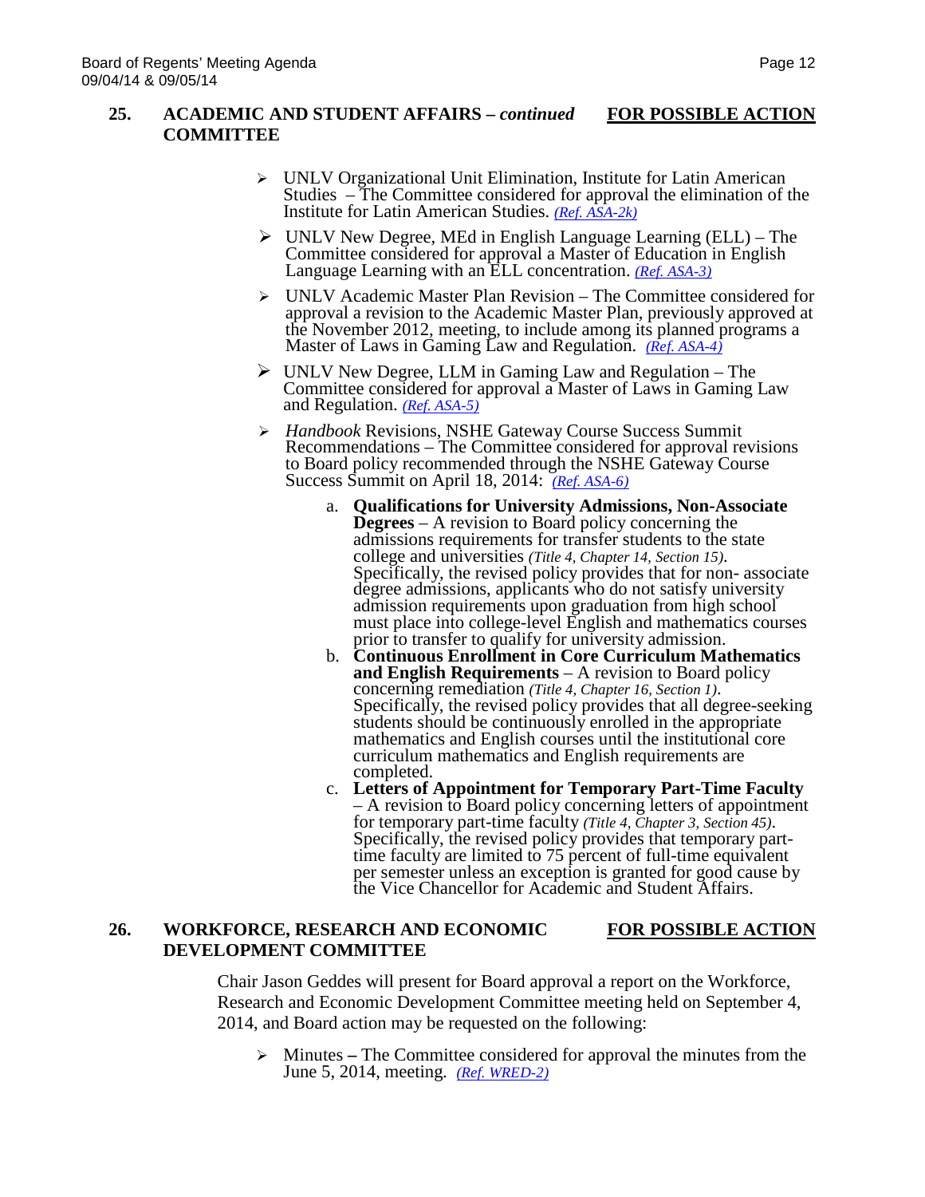## 25. ACADEMIC AND STUDENT AFFAIRS – *continued* COMMITTEE

**FOR POSSIBLE ACTION**

- UNLV Organizational Unit Elimination, Institute for Latin American Studies – The Committee considered for approval the elimination of the Institute for Latin American Studies. *(Ref. ASA-2k)*
- UNLV New Degree, MEd in English Language Learning (ELL) – The Committee considered for approval a Master of Education in English Language Learning with an ELL concentration. *(Ref. ASA-3)*
- UNLV Academic Master Plan Revision – The Committee considered for approval a revision to the Academic Master Plan, previously approved at the November 2012, meeting, to include among its planned programs a Master of Laws in Gaming Law and Regulation. *(Ref. ASA-4)*
- UNLV New Degree, LLM in Gaming Law and Regulation – The Committee considered for approval a Master of Laws in Gaming Law and Regulation. *(Ref. ASA-5)*
- *Handbook* Revisions, NSHE Gateway Course Success Summit Recommendations – The Committee considered for approval revisions to Board policy recommended through the NSHE Gateway Course Success Summit on April 18, 2014: *(Ref. ASA-6)*

  a. **Qualifications for University Admissions, Non-Associate Degrees** – A revision to Board policy concerning the admissions requirements for transfer students to the state college and universities *(Title 4, Chapter 14, Section 15)*. Specifically, the revised policy provides that for non- associate degree admissions, applicants who do not satisfy university admission requirements upon graduation from high school must place into college-level English and mathematics courses prior to transfer to qualify for university admission.

  b. **Continuous Enrollment in Core Curriculum Mathematics and English Requirements** – A revision to Board policy concerning remediation *(Title 4, Chapter 16, Section 1)*. Specifically, the revised policy provides that all degree-seeking students should be continuously enrolled in the appropriate mathematics and English courses until the institutional core curriculum mathematics and English requirements are completed.

  c. **Letters of Appointment for Temporary Part-Time Faculty** – A revision to Board policy concerning letters of appointment for temporary part-time faculty *(Title 4, Chapter 3, Section 45)*. Specifically, the revised policy provides that temporary part-time faculty are limited to 75 percent of full-time equivalent per semester unless an exception is granted for good cause by the Vice Chancellor for Academic and Student Affairs.

## 26. WORKFORCE, RESEARCH AND ECONOMIC DEVELOPMENT COMMITTEE

**FOR POSSIBLE ACTION**

Chair Jason Geddes will present for Board approval a report on the Workforce, Research and Economic Development Committee meeting held on September 4, 2014, and Board action may be requested on the following:

- Minutes **–** The Committee considered for approval the minutes from the June 5, 2014, meeting. *(Ref. WRED-2)*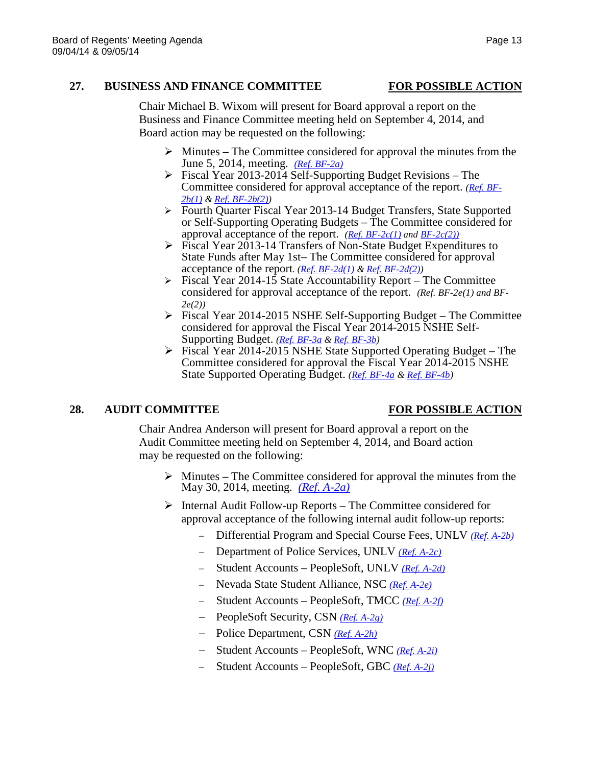## 27. BUSINESS AND FINANCE COMMITTEE — FOR POSSIBLE ACTION

Chair Michael B. Wixom will present for Board approval a report on the Business and Finance Committee meeting held on September 4, 2014, and Board action may be requested on the following:

- Minutes **–** The Committee considered for approval the minutes from the June 5, 2014, meeting. *(Ref. BF-2a)*
- Fiscal Year 2013-2014 Self-Supporting Budget Revisions – The Committee considered for approval acceptance of the report. *(Ref. BF-2b(1) & Ref. BF-2b(2))*
- Fourth Quarter Fiscal Year 2013-14 Budget Transfers, State Supported or Self-Supporting Operating Budgets – The Committee considered for approval acceptance of the report. *(Ref. BF-2c(1) and BF-2c(2))*
- Fiscal Year 2013-14 Transfers of Non-State Budget Expenditures to State Funds after May 1st– The Committee considered for approval acceptance of the report. *(Ref. BF-2d(1) & Ref. BF-2d(2))*
- Fiscal Year 2014-15 State Accountability Report – The Committee considered for approval acceptance of the report. *(Ref. BF-2e(1) and BF-2e(2))*
- Fiscal Year 2014-2015 NSHE Self-Supporting Budget – The Committee considered for approval the Fiscal Year 2014-2015 NSHE Self-Supporting Budget. *(Ref. BF-3a & Ref. BF-3b)*
- Fiscal Year 2014-2015 NSHE State Supported Operating Budget – The Committee considered for approval the Fiscal Year 2014-2015 NSHE State Supported Operating Budget. *(Ref. BF-4a & Ref. BF-4b)*

## 28. AUDIT COMMITTEE — FOR POSSIBLE ACTION

Chair Andrea Anderson will present for Board approval a report on the Audit Committee meeting held on September 4, 2014, and Board action may be requested on the following:

- Minutes **–** The Committee considered for approval the minutes from the May 30, 2014, meeting. *(Ref. A-2a)*
- Internal Audit Follow-up Reports – The Committee considered for approval acceptance of the following internal audit follow-up reports:
  - Differential Program and Special Course Fees, UNLV *(Ref. A-2b)*
  - Department of Police Services, UNLV *(Ref. A-2c)*
  - Student Accounts – PeopleSoft, UNLV *(Ref. A-2d)*
  - Nevada State Student Alliance, NSC *(Ref. A-2e)*
  - Student Accounts – PeopleSoft, TMCC *(Ref. A-2f)*
  - PeopleSoft Security, CSN *(Ref. A-2g)*
  - Police Department, CSN *(Ref. A-2h)*
  - Student Accounts – PeopleSoft, WNC *(Ref. A-2i)*
  - Student Accounts – PeopleSoft, GBC *(Ref. A-2j)*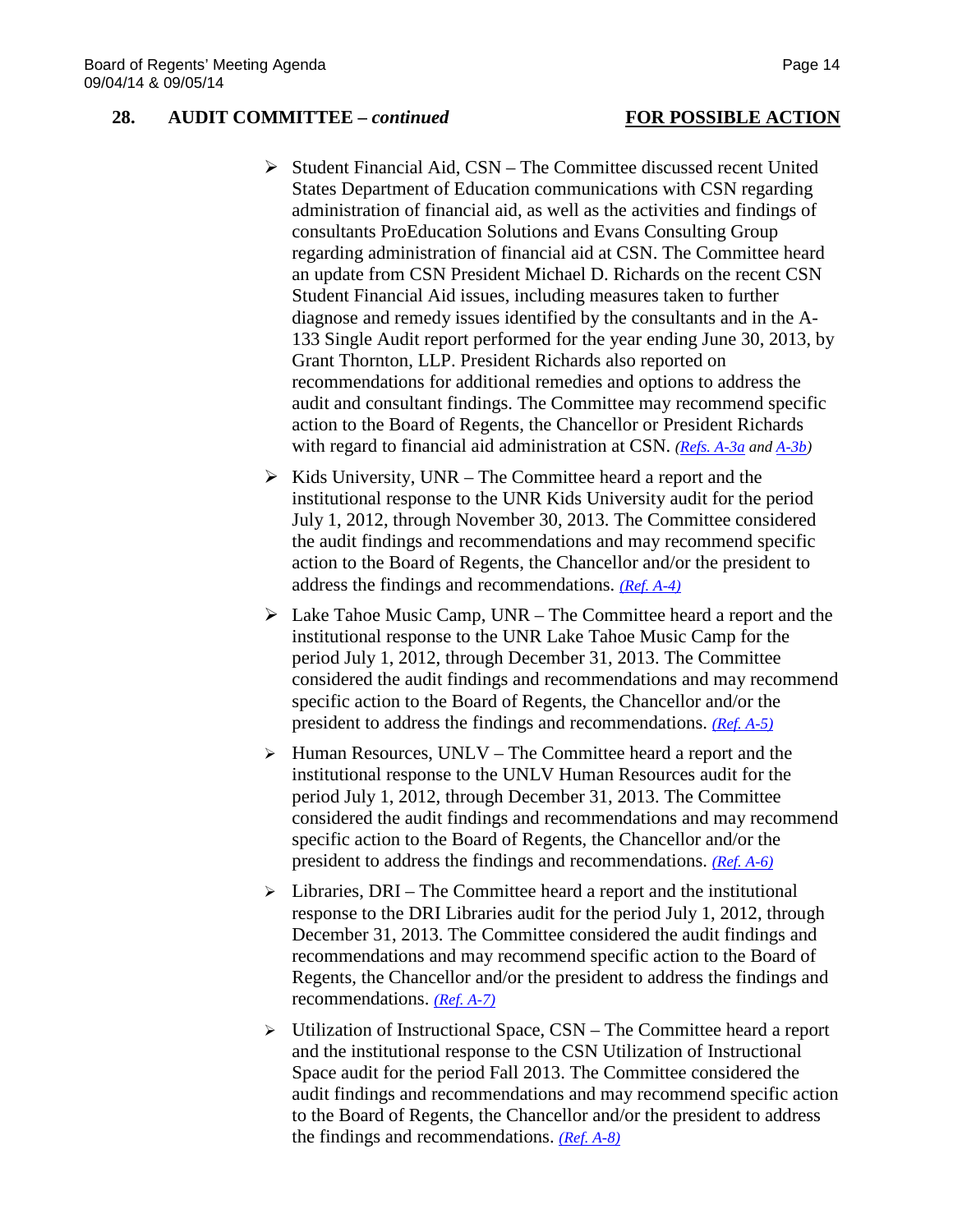**28. AUDIT COMMITTEE – *continued*** **FOR POSSIBLE ACTION**

- Student Financial Aid, CSN – The Committee discussed recent United States Department of Education communications with CSN regarding administration of financial aid, as well as the activities and findings of consultants ProEducation Solutions and Evans Consulting Group regarding administration of financial aid at CSN. The Committee heard an update from CSN President Michael D. Richards on the recent CSN Student Financial Aid issues, including measures taken to further diagnose and remedy issues identified by the consultants and in the A-133 Single Audit report performed for the year ending June 30, 2013, by Grant Thornton, LLP. President Richards also reported on recommendations for additional remedies and options to address the audit and consultant findings. The Committee may recommend specific action to the Board of Regents, the Chancellor or President Richards with regard to financial aid administration at CSN. *(Refs. A-3a and A-3b)*

- Kids University, UNR – The Committee heard a report and the institutional response to the UNR Kids University audit for the period July 1, 2012, through November 30, 2013. The Committee considered the audit findings and recommendations and may recommend specific action to the Board of Regents, the Chancellor and/or the president to address the findings and recommendations. *(Ref. A-4)*

- Lake Tahoe Music Camp, UNR – The Committee heard a report and the institutional response to the UNR Lake Tahoe Music Camp for the period July 1, 2012, through December 31, 2013. The Committee considered the audit findings and recommendations and may recommend specific action to the Board of Regents, the Chancellor and/or the president to address the findings and recommendations. *(Ref. A-5)*

- Human Resources, UNLV – The Committee heard a report and the institutional response to the UNLV Human Resources audit for the period July 1, 2012, through December 31, 2013. The Committee considered the audit findings and recommendations and may recommend specific action to the Board of Regents, the Chancellor and/or the president to address the findings and recommendations. *(Ref. A-6)*

- Libraries, DRI – The Committee heard a report and the institutional response to the DRI Libraries audit for the period July 1, 2012, through December 31, 2013. The Committee considered the audit findings and recommendations and may recommend specific action to the Board of Regents, the Chancellor and/or the president to address the findings and recommendations. *(Ref. A-7)*

- Utilization of Instructional Space, CSN – The Committee heard a report and the institutional response to the CSN Utilization of Instructional Space audit for the period Fall 2013. The Committee considered the audit findings and recommendations and may recommend specific action to the Board of Regents, the Chancellor and/or the president to address the findings and recommendations. *(Ref. A-8)*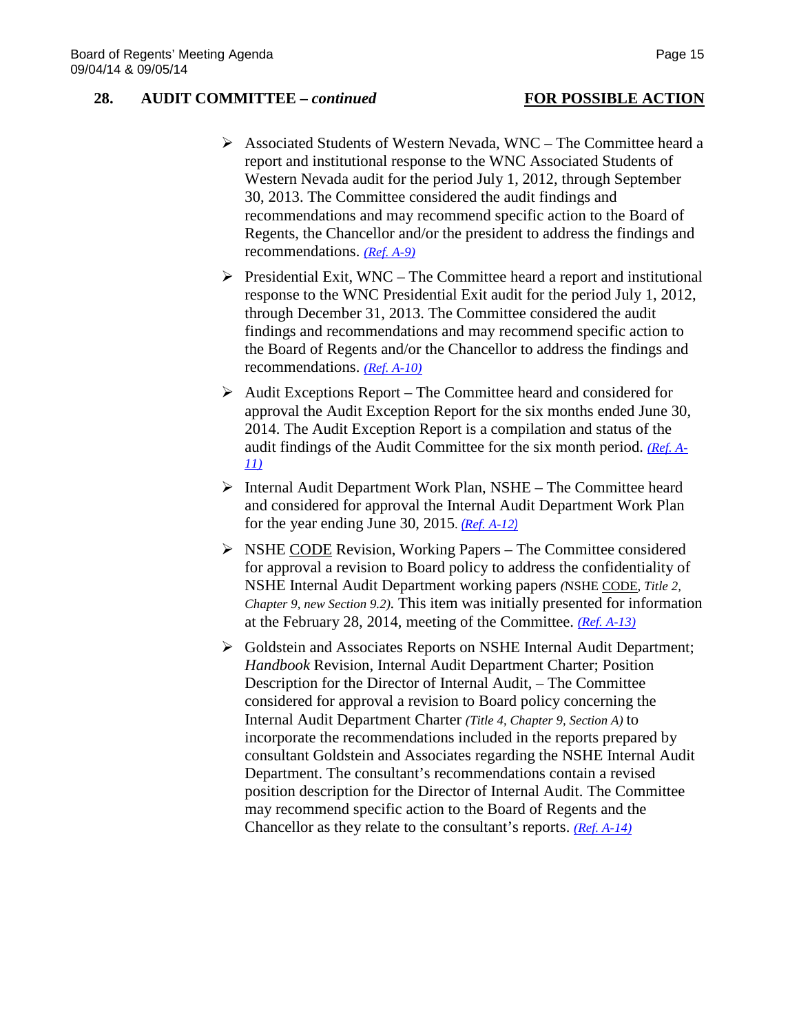### 28. AUDIT COMMITTEE – *continued* <u>**FOR POSSIBLE ACTION**</u>

- Associated Students of Western Nevada, WNC – The Committee heard a report and institutional response to the WNC Associated Students of Western Nevada audit for the period July 1, 2012, through September 30, 2013. The Committee considered the audit findings and recommendations and may recommend specific action to the Board of Regents, the Chancellor and/or the president to address the findings and recommendations. *(Ref. A-9)*
- Presidential Exit, WNC – The Committee heard a report and institutional response to the WNC Presidential Exit audit for the period July 1, 2012, through December 31, 2013. The Committee considered the audit findings and recommendations and may recommend specific action to the Board of Regents and/or the Chancellor to address the findings and recommendations. *(Ref. A-10)*
- Audit Exceptions Report – The Committee heard and considered for approval the Audit Exception Report for the six months ended June 30, 2014. The Audit Exception Report is a compilation and status of the audit findings of the Audit Committee for the six month period. *(Ref. A-11)*
- Internal Audit Department Work Plan, NSHE – The Committee heard and considered for approval the Internal Audit Department Work Plan for the year ending June 30, 2015. *(Ref. A-12)*
- NSHE <u>CODE</u> Revision, Working Papers – The Committee considered for approval a revision to Board policy to address the confidentiality of NSHE Internal Audit Department working papers *(*NSHE <u>CODE</u>*, Title 2, Chapter 9, new Section 9.2)*. This item was initially presented for information at the February 28, 2014, meeting of the Committee. *(Ref. A-13)*
- Goldstein and Associates Reports on NSHE Internal Audit Department; *Handbook* Revision, Internal Audit Department Charter; Position Description for the Director of Internal Audit, – The Committee considered for approval a revision to Board policy concerning the Internal Audit Department Charter *(Title 4, Chapter 9, Section A)* to incorporate the recommendations included in the reports prepared by consultant Goldstein and Associates regarding the NSHE Internal Audit Department. The consultant's recommendations contain a revised position description for the Director of Internal Audit. The Committee may recommend specific action to the Board of Regents and the Chancellor as they relate to the consultant's reports. *(Ref. A-14)*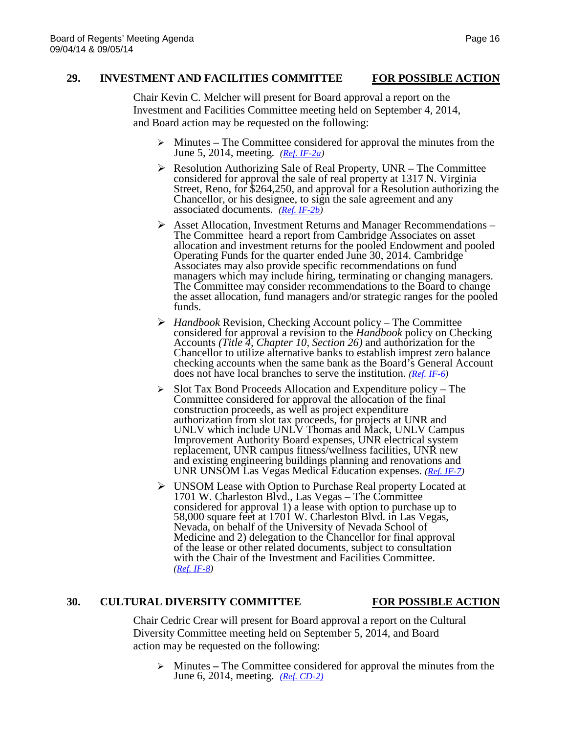## 29. INVESTMENT AND FACILITIES COMMITTEE <u>**FOR POSSIBLE ACTION**</u>

Chair Kevin C. Melcher will present for Board approval a report on the Investment and Facilities Committee meeting held on September 4, 2014, and Board action may be requested on the following:

- Minutes **–** The Committee considered for approval the minutes from the June 5, 2014, meeting. *(Ref. IF-2a)*
- Resolution Authorizing Sale of Real Property, UNR **–** The Committee considered for approval the sale of real property at 1317 N. Virginia Street, Reno, for $264,250, and approval for a Resolution authorizing the Chancellor, or his designee, to sign the sale agreement and any associated documents. *(Ref. IF-2b)*
- Asset Allocation, Investment Returns and Manager Recommendations – The Committee heard a report from Cambridge Associates on asset allocation and investment returns for the pooled Endowment and pooled Operating Funds for the quarter ended June 30, 2014. Cambridge Associates may also provide specific recommendations on fund managers which may include hiring, terminating or changing managers. The Committee may consider recommendations to the Board to change the asset allocation, fund managers and/or strategic ranges for the pooled funds.
- *Handbook* Revision, Checking Account policy – The Committee considered for approval a revision to the *Handbook* policy on Checking Accounts *(Title 4, Chapter 10, Section 26)* and authorization for the Chancellor to utilize alternative banks to establish impress zero balance checking accounts when the same bank as the Board's General Account does not have local branches to serve the institution. *(Ref. IF-6)*
- Slot Tax Bond Proceeds Allocation and Expenditure policy – The Committee considered for approval the allocation of the final construction proceeds, as well as project expenditure authorization from slot tax proceeds, for projects at UNR and UNLV which include UNLV Thomas and Mack, UNLV Campus Improvement Authority Board expenses, UNR electrical system replacement, UNR campus fitness/wellness facilities, UNR new and existing engineering buildings planning and renovations and UNR UNSOM Las Vegas Medical Education expenses. *(Ref. IF-7)*
- UNSOM Lease with Option to Purchase Real property Located at 1701 W. Charleston Blvd., Las Vegas – The Committee considered for approval 1) a lease with option to purchase up to 58,000 square feet at 1701 W. Charleston Blvd. in Las Vegas, Nevada, on behalf of the University of Nevada School of Medicine and 2) delegation to the Chancellor for final approval of the lease or other related documents, subject to consultation with the Chair of the Investment and Facilities Committee. *(Ref. IF-8)*

## 30. CULTURAL DIVERSITY COMMITTEE <u>**FOR POSSIBLE ACTION**</u>

Chair Cedric Crear will present for Board approval a report on the Cultural Diversity Committee meeting held on September 5, 2014, and Board action may be requested on the following:

- Minutes **–** The Committee considered for approval the minutes from the June 6, 2014, meeting. *(Ref. CD-2)*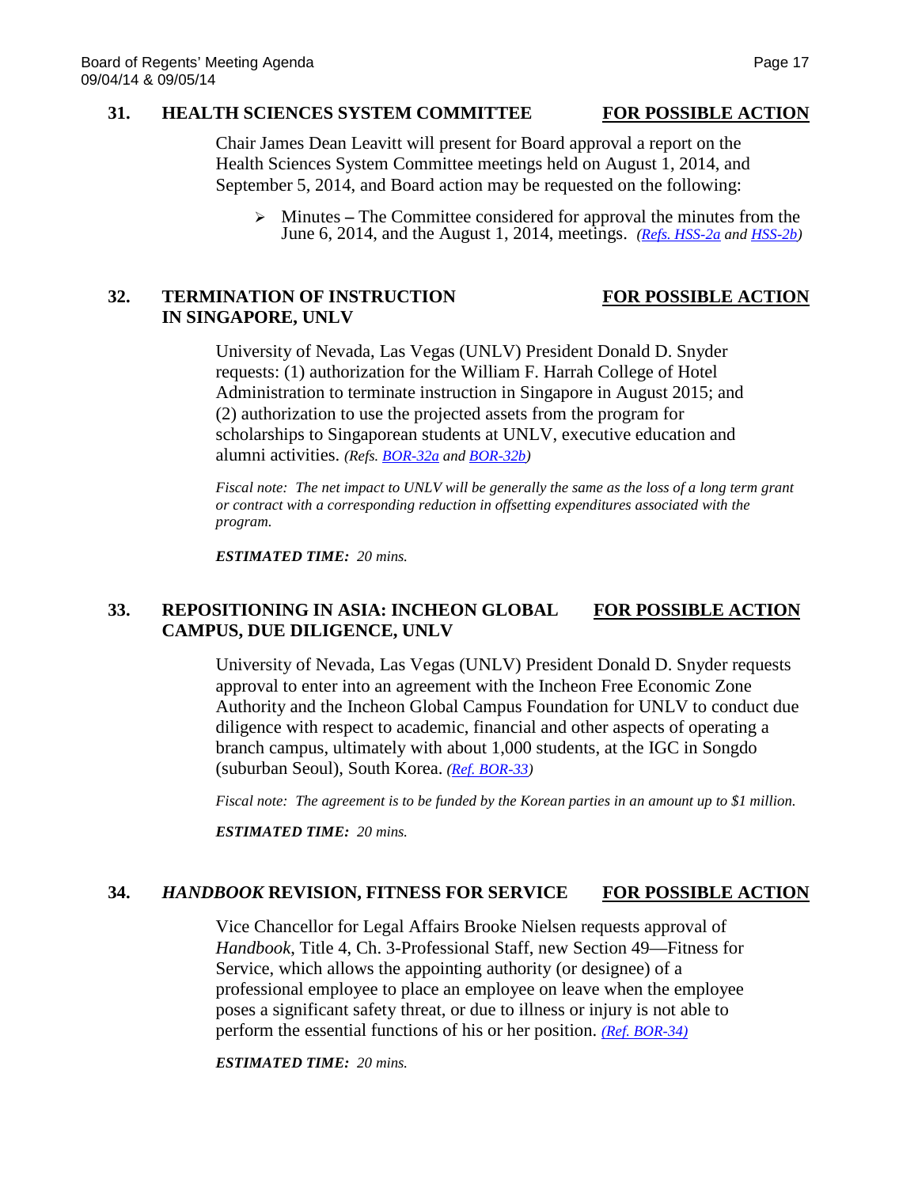### 31. HEALTH SCIENCES SYSTEM COMMITTEE — FOR POSSIBLE ACTION

Chair James Dean Leavitt will present for Board approval a report on the Health Sciences System Committee meetings held on August 1, 2014, and September 5, 2014, and Board action may be requested on the following:

- Minutes **–** The Committee considered for approval the minutes from the June 6, 2014, and the August 1, 2014, meetings. *(Refs. HSS-2a and HSS-2b)*

### 32. TERMINATION OF INSTRUCTION IN SINGAPORE, UNLV — FOR POSSIBLE ACTION

University of Nevada, Las Vegas (UNLV) President Donald D. Snyder requests: (1) authorization for the William F. Harrah College of Hotel Administration to terminate instruction in Singapore in August 2015; and (2) authorization to use the projected assets from the program for scholarships to Singaporean students at UNLV, executive education and alumni activities. *(Refs. BOR-32a and BOR-32b)*

*Fiscal note: The net impact to UNLV will be generally the same as the loss of a long term grant or contract with a corresponding reduction in offsetting expenditures associated with the program.*

***ESTIMATED TIME:*** *20 mins.*

### 33. REPOSITIONING IN ASIA: INCHEON GLOBAL CAMPUS, DUE DILIGENCE, UNLV — FOR POSSIBLE ACTION

University of Nevada, Las Vegas (UNLV) President Donald D. Snyder requests approval to enter into an agreement with the Incheon Free Economic Zone Authority and the Incheon Global Campus Foundation for UNLV to conduct due diligence with respect to academic, financial and other aspects of operating a branch campus, ultimately with about 1,000 students, at the IGC in Songdo (suburban Seoul), South Korea. *(Ref. BOR-33)*

*Fiscal note: The agreement is to be funded by the Korean parties in an amount up to $1 million.*

***ESTIMATED TIME:*** *20 mins.*

### 34. *HANDBOOK* REVISION, FITNESS FOR SERVICE — FOR POSSIBLE ACTION

Vice Chancellor for Legal Affairs Brooke Nielsen requests approval of *Handbook*, Title 4, Ch. 3-Professional Staff, new Section 49—Fitness for Service, which allows the appointing authority (or designee) of a professional employee to place an employee on leave when the employee poses a significant safety threat, or due to illness or injury is not able to perform the essential functions of his or her position. *(Ref. BOR-34)*

***ESTIMATED TIME:*** *20 mins.*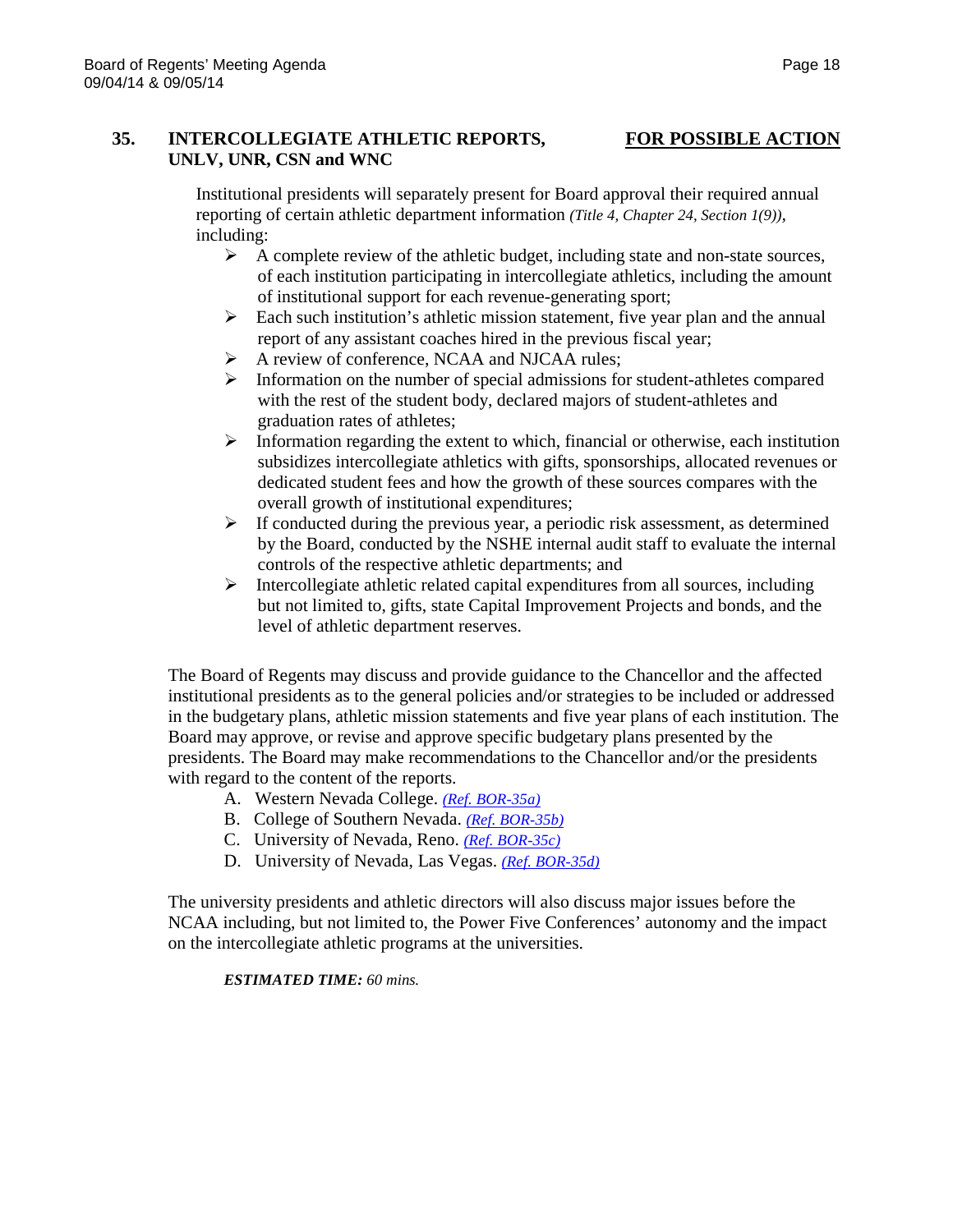**35. INTERCOLLEGIATE ATHLETIC REPORTS, UNLV, UNR, CSN and WNC** <u>**FOR POSSIBLE ACTION**</u>

Institutional presidents will separately present for Board approval their required annual reporting of certain athletic department information *(Title 4, Chapter 24, Section 1(9))*, including:

- A complete review of the athletic budget, including state and non-state sources, of each institution participating in intercollegiate athletics, including the amount of institutional support for each revenue-generating sport;
- Each such institution's athletic mission statement, five year plan and the annual report of any assistant coaches hired in the previous fiscal year;
- A review of conference, NCAA and NJCAA rules;
- Information on the number of special admissions for student-athletes compared with the rest of the student body, declared majors of student-athletes and graduation rates of athletes;
- Information regarding the extent to which, financial or otherwise, each institution subsidizes intercollegiate athletics with gifts, sponsorships, allocated revenues or dedicated student fees and how the growth of these sources compares with the overall growth of institutional expenditures;
- If conducted during the previous year, a periodic risk assessment, as determined by the Board, conducted by the NSHE internal audit staff to evaluate the internal controls of the respective athletic departments; and
- Intercollegiate athletic related capital expenditures from all sources, including but not limited to, gifts, state Capital Improvement Projects and bonds, and the level of athletic department reserves.

The Board of Regents may discuss and provide guidance to the Chancellor and the affected institutional presidents as to the general policies and/or strategies to be included or addressed in the budgetary plans, athletic mission statements and five year plans of each institution. The Board may approve, or revise and approve specific budgetary plans presented by the presidents. The Board may make recommendations to the Chancellor and/or the presidents with regard to the content of the reports.

A. Western Nevada College. *(Ref. BOR-35a)*
B. College of Southern Nevada. *(Ref. BOR-35b)*
C. University of Nevada, Reno. *(Ref. BOR-35c)*
D. University of Nevada, Las Vegas. *(Ref. BOR-35d)*

The university presidents and athletic directors will also discuss major issues before the NCAA including, but not limited to, the Power Five Conferences' autonomy and the impact on the intercollegiate athletic programs at the universities.

***ESTIMATED TIME:*** *60 mins.*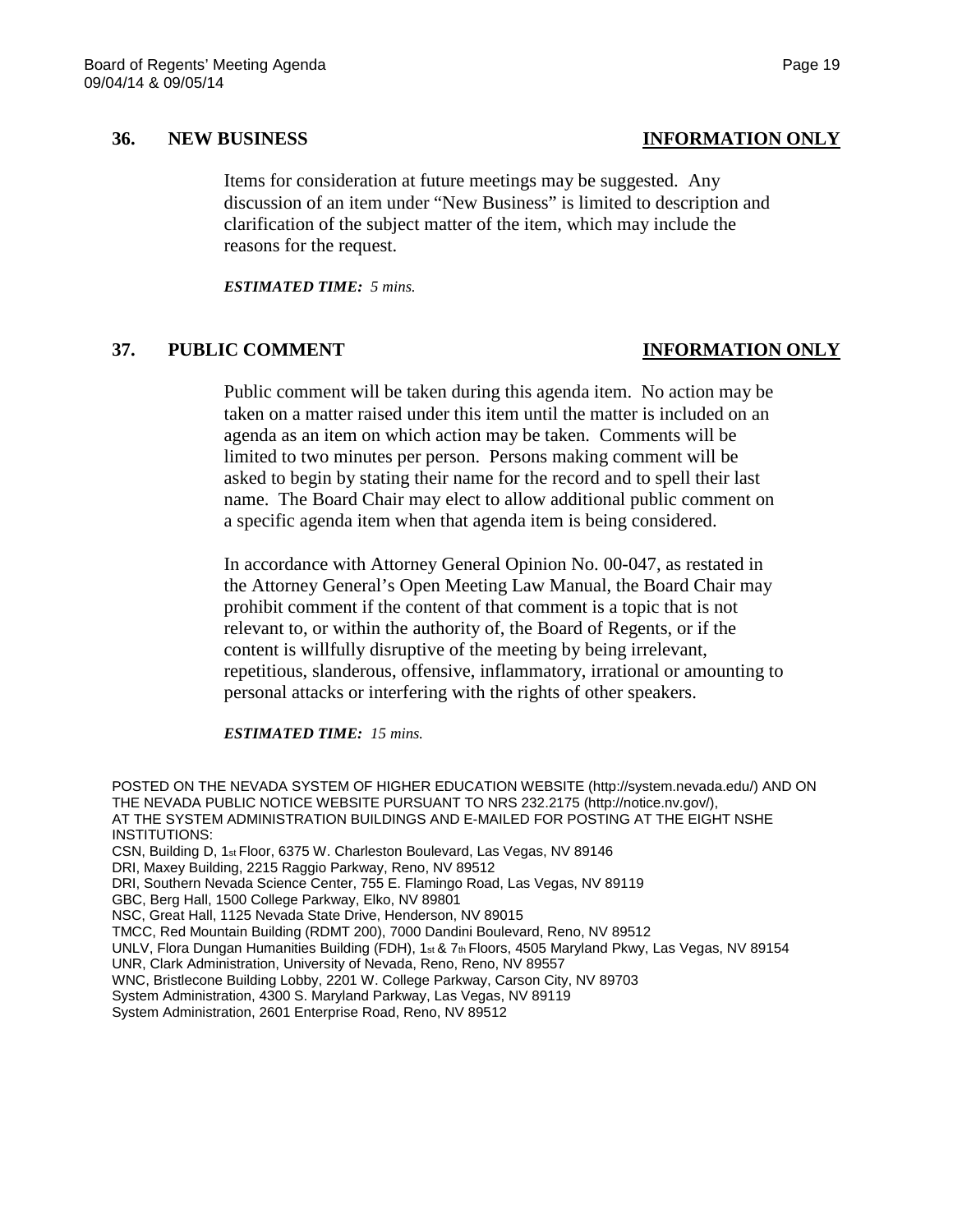### 36. NEW BUSINESS — **INFORMATION ONLY**

Items for consideration at future meetings may be suggested. Any discussion of an item under "New Business" is limited to description and clarification of the subject matter of the item, which may include the reasons for the request.

***ESTIMATED TIME:*** *5 mins.*

### 37. PUBLIC COMMENT — **INFORMATION ONLY**

Public comment will be taken during this agenda item. No action may be taken on a matter raised under this item until the matter is included on an agenda as an item on which action may be taken. Comments will be limited to two minutes per person. Persons making comment will be asked to begin by stating their name for the record and to spell their last name. The Board Chair may elect to allow additional public comment on a specific agenda item when that agenda item is being considered.

In accordance with Attorney General Opinion No. 00-047, as restated in the Attorney General's Open Meeting Law Manual, the Board Chair may prohibit comment if the content of that comment is a topic that is not relevant to, or within the authority of, the Board of Regents, or if the content is willfully disruptive of the meeting by being irrelevant, repetitious, slanderous, offensive, inflammatory, irrational or amounting to personal attacks or interfering with the rights of other speakers.

***ESTIMATED TIME:*** *15 mins.*

POSTED ON THE NEVADA SYSTEM OF HIGHER EDUCATION WEBSITE (http://system.nevada.edu/) AND ON THE NEVADA PUBLIC NOTICE WEBSITE PURSUANT TO NRS 232.2175 (http://notice.nv.gov/), AT THE SYSTEM ADMINISTRATION BUILDINGS AND E-MAILED FOR POSTING AT THE EIGHT NSHE INSTITUTIONS:

CSN, Building D, 1st Floor, 6375 W. Charleston Boulevard, Las Vegas, NV 89146
DRI, Maxey Building, 2215 Raggio Parkway, Reno, NV 89512
DRI, Southern Nevada Science Center, 755 E. Flamingo Road, Las Vegas, NV 89119
GBC, Berg Hall, 1500 College Parkway, Elko, NV 89801
NSC, Great Hall, 1125 Nevada State Drive, Henderson, NV 89015
TMCC, Red Mountain Building (RDMT 200), 7000 Dandini Boulevard, Reno, NV 89512
UNLV, Flora Dungan Humanities Building (FDH), 1st & 7th Floors, 4505 Maryland Pkwy, Las Vegas, NV 89154
UNR, Clark Administration, University of Nevada, Reno, Reno, NV 89557
WNC, Bristlecone Building Lobby, 2201 W. College Parkway, Carson City, NV 89703
System Administration, 4300 S. Maryland Parkway, Las Vegas, NV 89119
System Administration, 2601 Enterprise Road, Reno, NV 89512